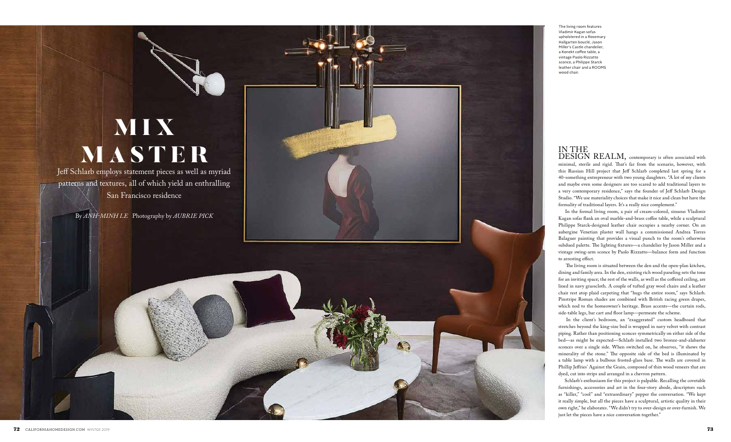# MIX MASTER

Jeff Schlarb employs statement pieces as well as myriad patterns and textures, all of which yield an enthralling San Francisco residence

By *ANH-MINH LE* Photography by *AUBRIE PICK*

The living room features Vladimir Kagan sofas upholstered in a Rosemary Hallgarten bouclé, Jason Miller's Castle chandelier, a Konekt coffee table, a vintage Paolo Rizzatto sconce, a Philippe Starck leather chair and a ROOMS wood chair.

IN THE DESIGN REALM, contemporary is often associated with minimal, sterile and rigid. That's far from the scenario, however, with this Russian Hill project that Jeff Schlarb completed last spring for a 40-something entrepreneur with two young daughters. "A lot of my clients and maybe even some designers are too scared to add traditional layers to a very contemporary residence," says the founder of Jeff Schlarb Design Studio. "We use materiality choices that make it nice and clean but have the formality of traditional layers. It's a really nice complement."

In the formal living room, a pair of cream-colored, sinuous Vladimir Kagan sofas flank an oval marble-and-brass coffee table, while a sculptural Philippe Starck-designed leather chair occupies a nearby corner. On an aubergine Venetian plaster wall hangs a commissioned Andrea Torres Balaguer painting that provides a visual punch to the room's otherwise subdued palette. The lighting fixtures—a chandelier by Jason Miller and a vintage swing-arm sconce by Paolo Rizzatto—balance form and function to arresting effect.

The living room is situated between the den and the open-plan kitchen, dining and family area. In the den, existing rich wood paneling sets the tone for an inviting space; the rest of the walls, as well as the coffered ceiling, are lined in navy grasscloth. A couple of tufted gray wool chairs and a leather chair rest atop plaid carpeting that "hugs the entire room," says Schlarb. Pinstripe Roman shades are combined with British racing green drapes, which nod to the homeowner's heritage. Brass accents—the curtain rods, side-table legs, bar cart and floor lamp—permeate the scheme.

In the client's bedroom, an "exaggerated" custom headboard that stretches beyond the king-size bed is wrapped in navy velvet with contrast piping. Rather than positioning sconces symmetrically on either side of the bed—as might be expected—Schlarb installed two bronze-and-alabaster sconces over a single side. When switched on, he observes, "it shows the minerality of the stone." The opposite side of the bed is illuminated by a table lamp with a bulbous frosted-glass base. The walls are covered in Phillip Jeffries' Against the Grain, composed of thin wood veneers that are dyed, cut into strips and arranged in a chevron pattern.

Schlarb's enthusiasm for this project is palpable. Recalling the covetable furnishings, accessories and art in the four-story abode, descriptors such as "killer," "cool" and "extraordinary" pepper the conversation. "We kept it really simple, but all the pieces have a sculptural, artistic quality in their own right," he elaborates. "We didn't try to over-design or over-furnish. We just let the pieces have a nice conversation together."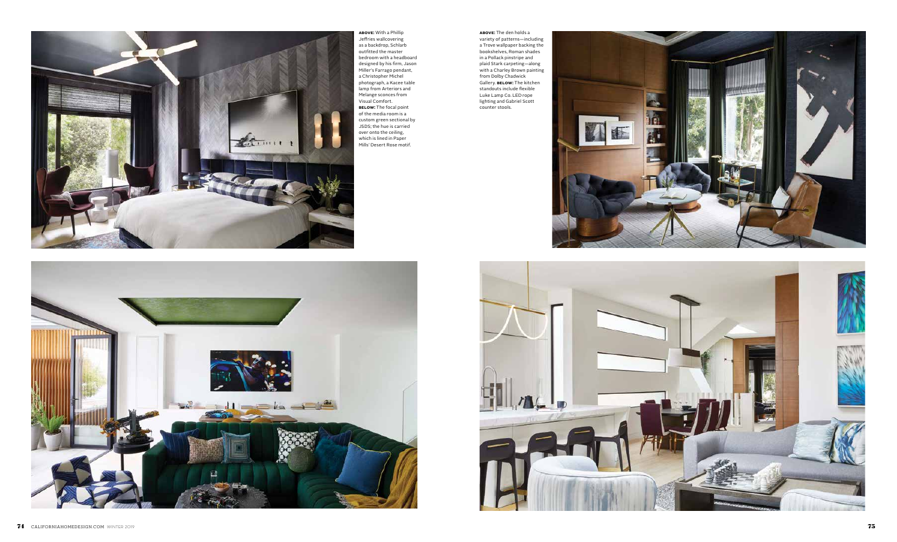**ABOVE:** With a Phillip Jeffries wallcovering as a backdrop, Schlarb outfitted the master bedroom with a headboard designed by his firm, Jason Miller's Farrago pendant, a Christopher Michel photograph, a Kacee table lamp from Arteriors and Melange sconces from Visual Comfort. **BELOW:** The focal point of the media room is a custom green sectional by JSDS; the hue is carried over onto the ceiling, which is lined in Paper Mills' Desert Rose motif.

**ABOVE:** The den holds a variety of patterns—including a Trove wallpaper backing the bookshelves, Roman shades in a Pollack pinstripe and plaid Stark carpeting—along with a Charley Brown painting from Dolby Chadwick Gallery. **BELOW:** The kitchen standouts include flexible Luke Lamp Co. LED rope lighting and Gabriel Scott counter stools.